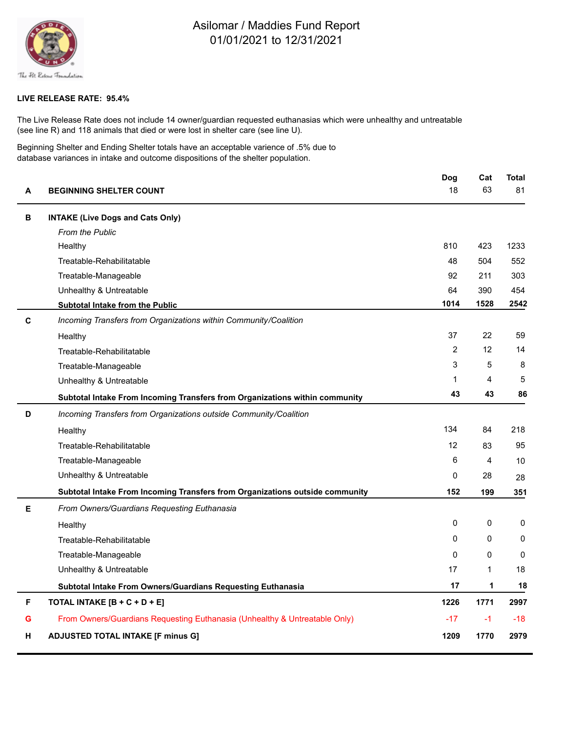# Asilomar / Maddies Fund Report
## 01/01/2021 to 12/31/2021

**LIVE RELEASE RATE: 95.4%**

The Live Release Rate does not include 14 owner/guardian requested euthanasias which were unhealthy and untreatable (see line R) and 118 animals that died or were lost in shelter care (see line U).

Beginning Shelter and Ending Shelter totals have an acceptable varience of .5% due to database variances in intake and outcome dispositions of the shelter population.

| | | Dog | Cat | Total |
|---|---|---|---|---|
| A | **BEGINNING SHELTER COUNT** | 18 | 63 | 81 |
| B | **INTAKE (Live Dogs and Cats Only)** | | | |
| | *From the Public* | | | |
| | Healthy | 810 | 423 | 1233 |
| | Treatable-Rehabilitatable | 48 | 504 | 552 |
| | Treatable-Manageable | 92 | 211 | 303 |
| | Unhealthy & Untreatable | 64 | 390 | 454 |
| | **Subtotal Intake from the Public** | **1014** | **1528** | **2542** |
| C | *Incoming Transfers from Organizations within Community/Coalition* | | | |
| | Healthy | 37 | 22 | 59 |
| | Treatable-Rehabilitatable | 2 | 12 | 14 |
| | Treatable-Manageable | 3 | 5 | 8 |
| | Unhealthy & Untreatable | 1 | 4 | 5 |
| | **Subtotal Intake From Incoming Transfers from Organizations within community** | **43** | **43** | **86** |
| D | *Incoming Transfers from Organizations outside Community/Coalition* | | | |
| | Healthy | 134 | 84 | 218 |
| | Treatable-Rehabilitatable | 12 | 83 | 95 |
| | Treatable-Manageable | 6 | 4 | 10 |
| | Unhealthy & Untreatable | 0 | 28 | 28 |
| | **Subtotal Intake From Incoming Transfers from Organizations outside community** | **152** | **199** | **351** |
| E | *From Owners/Guardians Requesting Euthanasia* | | | |
| | Healthy | 0 | 0 | 0 |
| | Treatable-Rehabilitatable | 0 | 0 | 0 |
| | Treatable-Manageable | 0 | 0 | 0 |
| | Unhealthy & Untreatable | 17 | 1 | 18 |
| | **Subtotal Intake From Owners/Guardians Requesting Euthanasia** | **17** | **1** | **18** |
| F | **TOTAL INTAKE [B + C + D + E]** | **1226** | **1771** | **2997** |
| G | From Owners/Guardians Requesting Euthanasia (Unhealthy & Untreatable Only) | -17 | -1 | -18 |
| H | **ADJUSTED TOTAL INTAKE [F minus G]** | **1209** | **1770** | **2979** |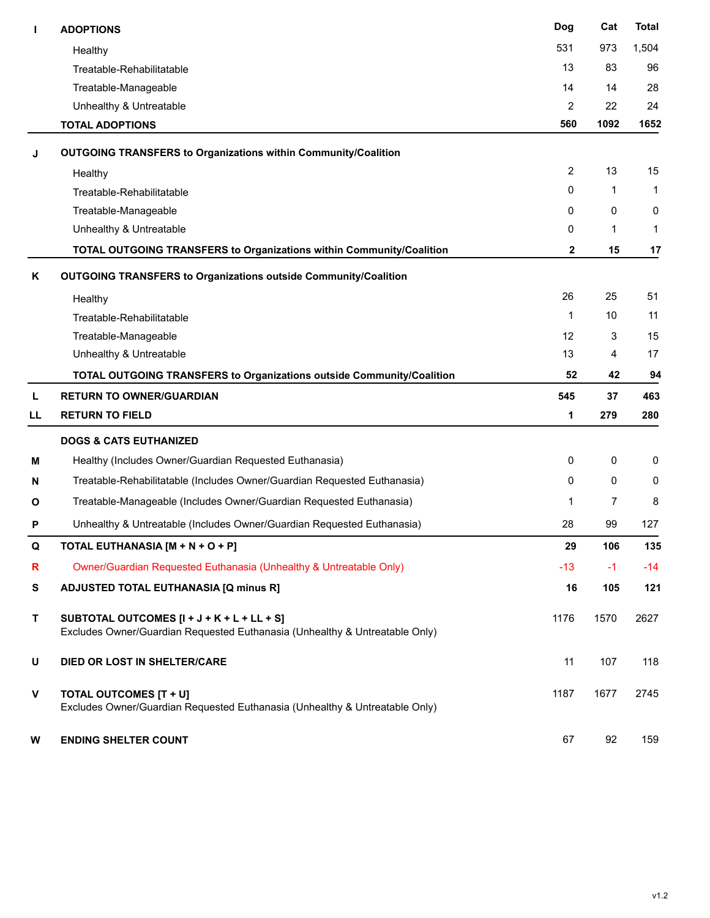| | | Dog | Cat | Total |
|---|---|---|---|---|
| **I** | **ADOPTIONS** | | | |
| | Healthy | 531 | 973 | 1,504 |
| | Treatable-Rehabilitatable | 13 | 83 | 96 |
| | Treatable-Manageable | 14 | 14 | 28 |
| | Unhealthy & Untreatable | 2 | 22 | 24 |
| | **TOTAL ADOPTIONS** | **560** | **1092** | **1652** |
| **J** | **OUTGOING TRANSFERS to Organizations within Community/Coalition** | | | |
| | Healthy | 2 | 13 | 15 |
| | Treatable-Rehabilitatable | 0 | 1 | 1 |
| | Treatable-Manageable | 0 | 0 | 0 |
| | Unhealthy & Untreatable | 0 | 1 | 1 |
| | **TOTAL OUTGOING TRANSFERS to Organizations within Community/Coalition** | **2** | **15** | **17** |
| **K** | **OUTGOING TRANSFERS to Organizations outside Community/Coalition** | | | |
| | Healthy | 26 | 25 | 51 |
| | Treatable-Rehabilitatable | 1 | 10 | 11 |
| | Treatable-Manageable | 12 | 3 | 15 |
| | Unhealthy & Untreatable | 13 | 4 | 17 |
| | **TOTAL OUTGOING TRANSFERS to Organizations outside Community/Coalition** | **52** | **42** | **94** |
| **L** | **RETURN TO OWNER/GUARDIAN** | **545** | **37** | **463** |
| **LL** | **RETURN TO FIELD** | **1** | **279** | **280** |
| | **DOGS & CATS EUTHANIZED** | | | |
| **M** | Healthy (Includes Owner/Guardian Requested Euthanasia) | 0 | 0 | 0 |
| **N** | Treatable-Rehabilitatable (Includes Owner/Guardian Requested Euthanasia) | 0 | 0 | 0 |
| **O** | Treatable-Manageable (Includes Owner/Guardian Requested Euthanasia) | 1 | 7 | 8 |
| **P** | Unhealthy & Untreatable (Includes Owner/Guardian Requested Euthanasia) | 28 | 99 | 127 |
| **Q** | **TOTAL EUTHANASIA [M + N + O + P]** | **29** | **106** | **135** |
| **R** | Owner/Guardian Requested Euthanasia (Unhealthy & Untreatable Only) | -13 | -1 | -14 |
| **S** | **ADJUSTED TOTAL EUTHANASIA [Q minus R]** | **16** | **105** | **121** |
| **T** | **SUBTOTAL OUTCOMES [I + J + K + L + LL + S]** Excludes Owner/Guardian Requested Euthanasia (Unhealthy & Untreatable Only) | 1176 | 1570 | 2627 |
| **U** | **DIED OR LOST IN SHELTER/CARE** | 11 | 107 | 118 |
| **V** | **TOTAL OUTCOMES [T + U]** Excludes Owner/Guardian Requested Euthanasia (Unhealthy & Untreatable Only) | 1187 | 1677 | 2745 |
| **W** | **ENDING SHELTER COUNT** | 67 | 92 | 159 |

v1.2